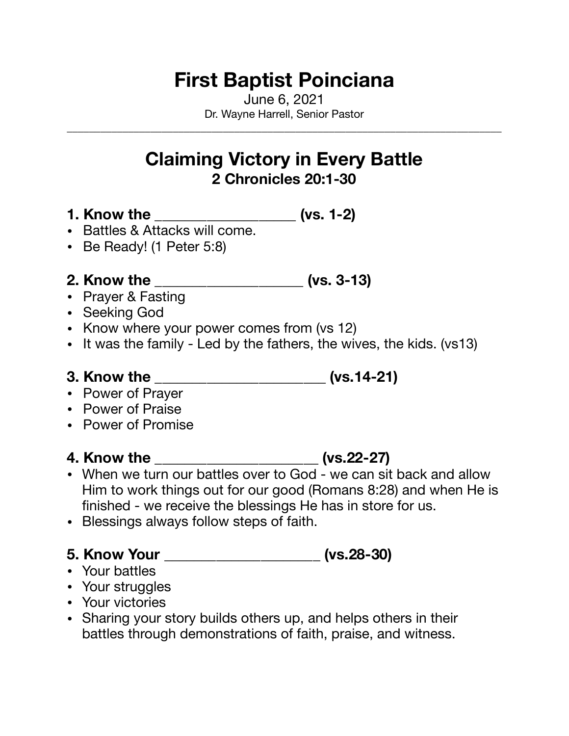# First Baptist Poinciana

June 6, 2021

Dr. Wayne Harrell, Senior Pastor

---

## Claiming Victory in Every Battle

### 2 Chronicles 20:1-30

**1. Know the __________________ (vs. 1-2)**

- Battles & Attacks will come.
- Be Ready! (1 Peter 5:8)

**2. Know the ___________________ (vs. 3-13)**

- Prayer & Fasting
- Seeking God
- Know where your power comes from (vs 12)
- It was the family - Led by the fathers, the wives, the kids. (vs13)

**3. Know the ______________________ (vs.14-21)**

- Power of Prayer
- Power of Praise
- Power of Promise

**4. Know the _____________________ (vs.22-27)**

- When we turn our battles over to God - we can sit back and allow Him to work things out for our good (Romans 8:28) and when He is finished - we receive the blessings He has in store for us.
- Blessings always follow steps of faith.

**5. Know Your ____________________ (vs.28-30)**

- Your battles
- Your struggles
- Your victories
- Sharing your story builds others up, and helps others in their battles through demonstrations of faith, praise, and witness.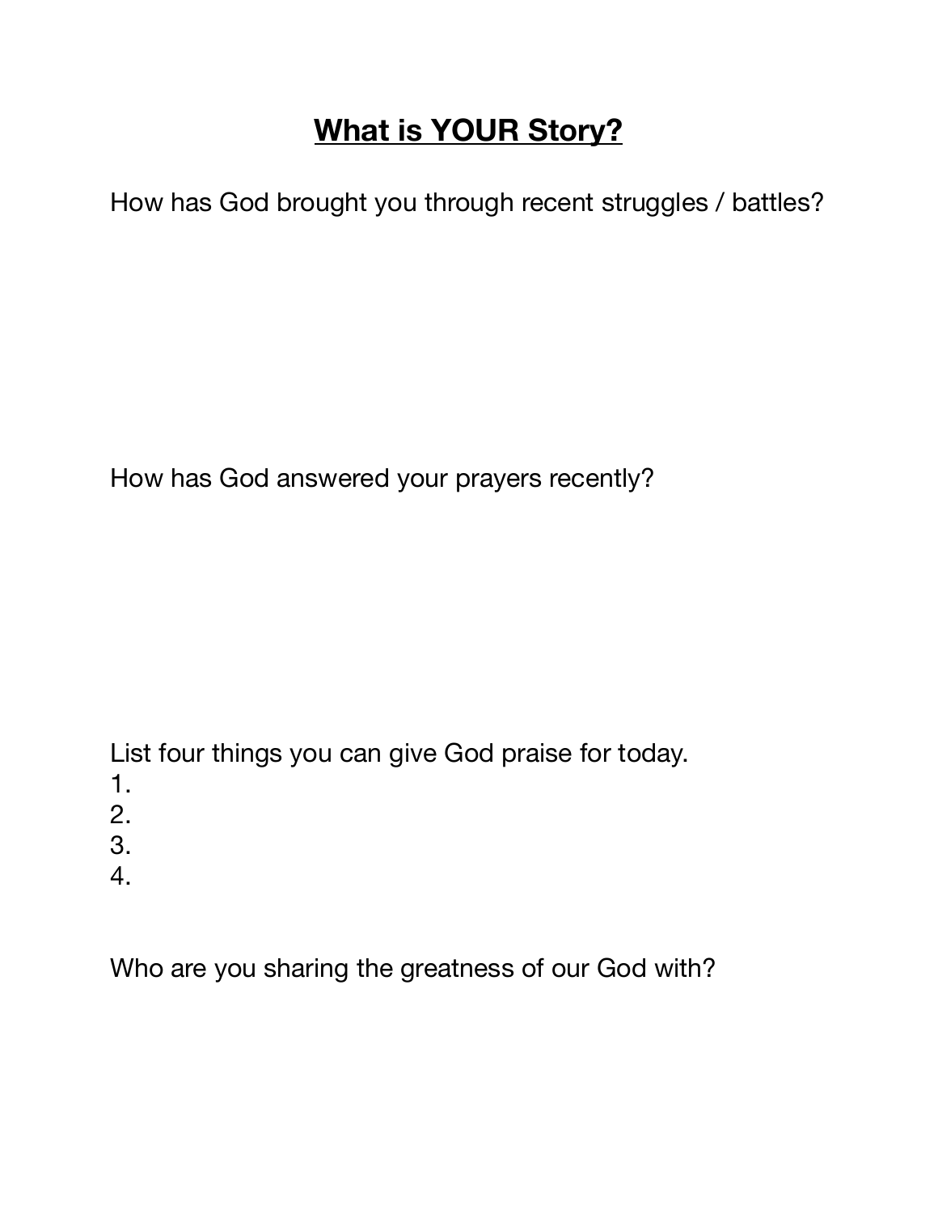# <u>What is YOUR Story?</u>

How has God brought you through recent struggles / battles?

How has God answered your prayers recently?

List four things you can give God praise for today.
1.
2.
3.
4.

Who are you sharing the greatness of our God with?